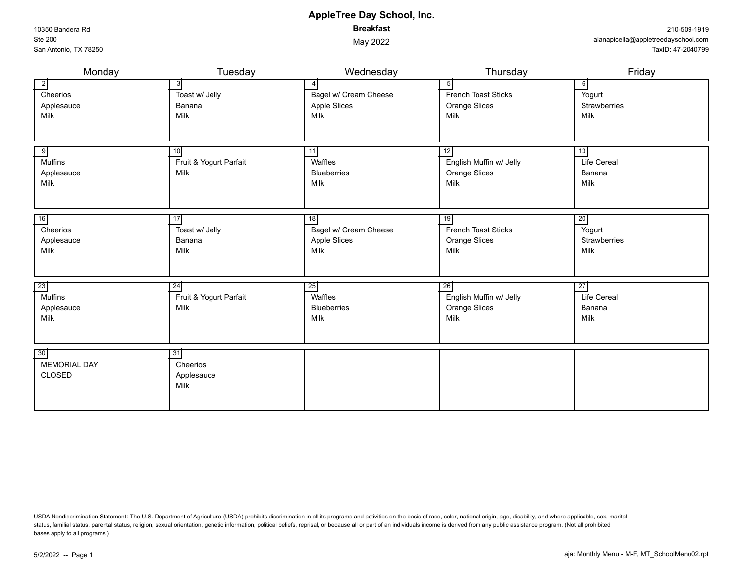# AppleTree Day School, Inc.

**Breakfast**

May 2022

10350 Bandera Rd
Ste 200
San Antonio, TX 78250

210-509-1919
alanapicella@appletreedayschool.com
TaxID: 47-2040799

| Monday | Tuesday | Wednesday | Thursday | Friday |
|---|---|---|---|---|
| 2<br>Cheerios<br>Applesauce<br>Milk | 3<br>Toast w/ Jelly<br>Banana<br>Milk | 4<br>Bagel w/ Cream Cheese<br>Apple Slices<br>Milk | 5<br>French Toast Sticks<br>Orange Slices<br>Milk | 6<br>Yogurt<br>Strawberries<br>Milk |
| 9<br>Muffins<br>Applesauce<br>Milk | 10<br>Fruit & Yogurt Parfait<br>Milk | 11<br>Waffles<br>Blueberries<br>Milk | 12<br>English Muffin w/ Jelly<br>Orange Slices<br>Milk | 13<br>Life Cereal<br>Banana<br>Milk |
| 16<br>Cheerios<br>Applesauce<br>Milk | 17<br>Toast w/ Jelly<br>Banana<br>Milk | 18<br>Bagel w/ Cream Cheese<br>Apple Slices<br>Milk | 19<br>French Toast Sticks<br>Orange Slices<br>Milk | 20<br>Yogurt<br>Strawberries<br>Milk |
| 23<br>Muffins<br>Applesauce<br>Milk | 24<br>Fruit & Yogurt Parfait<br>Milk | 25<br>Waffles<br>Blueberries<br>Milk | 26<br>English Muffin w/ Jelly<br>Orange Slices<br>Milk | 27<br>Life Cereal<br>Banana<br>Milk |
| 30<br>MEMORIAL DAY<br>CLOSED | 31<br>Cheerios<br>Applesauce<br>Milk | | | |

USDA Nondiscrimination Statement: The U.S. Department of Agriculture (USDA) prohibits discrimination in all its programs and activities on the basis of race, color, national origin, age, disability, and where applicable, sex, marital status, familial status, parental status, religion, sexual orientation, genetic information, political beliefs, reprisal, or because all or part of an individuals income is derived from any public assistance program. (Not all prohibited bases apply to all programs.)

5/2/2022 -- Page 1

aja: Monthly Menu - M-F, MT_SchoolMenu02.rpt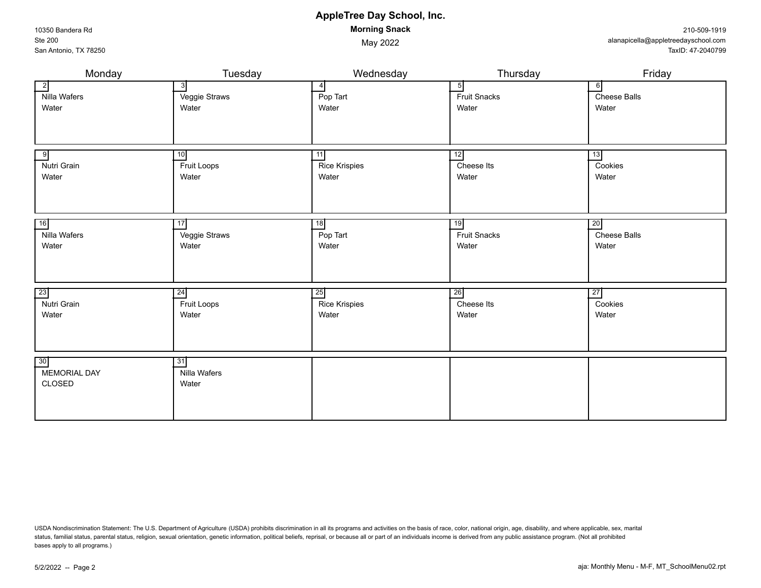# AppleTree Day School, Inc.

**Morning Snack**

May 2022

10350 Bandera Rd
Ste 200
San Antonio, TX 78250

210-509-1919
alanapicella@appletreedayschool.com
TaxID: 47-2040799

| Monday | Tuesday | Wednesday | Thursday | Friday |
|---|---|---|---|---|
| 2<br>Nilla Wafers<br>Water | 3<br>Veggie Straws<br>Water | 4<br>Pop Tart<br>Water | 5<br>Fruit Snacks<br>Water | 6<br>Cheese Balls<br>Water |
| 9<br>Nutri Grain<br>Water | 10<br>Fruit Loops<br>Water | 11<br>Rice Krispies<br>Water | 12<br>Cheese Its<br>Water | 13<br>Cookies<br>Water |
| 16<br>Nilla Wafers<br>Water | 17<br>Veggie Straws<br>Water | 18<br>Pop Tart<br>Water | 19<br>Fruit Snacks<br>Water | 20<br>Cheese Balls<br>Water |
| 23<br>Nutri Grain<br>Water | 24<br>Fruit Loops<br>Water | 25<br>Rice Krispies<br>Water | 26<br>Cheese Its<br>Water | 27<br>Cookies<br>Water |
| 30<br>MEMORIAL DAY<br>CLOSED | 31<br>Nilla Wafers<br>Water | | | |

USDA Nondiscrimination Statement: The U.S. Department of Agriculture (USDA) prohibits discrimination in all its programs and activities on the basis of race, color, national origin, age, disability, and where applicable, sex, marital status, familial status, parental status, religion, sexual orientation, genetic information, political beliefs, reprisal, or because all or part of an individuals income is derived from any public assistance program. (Not all prohibited bases apply to all programs.)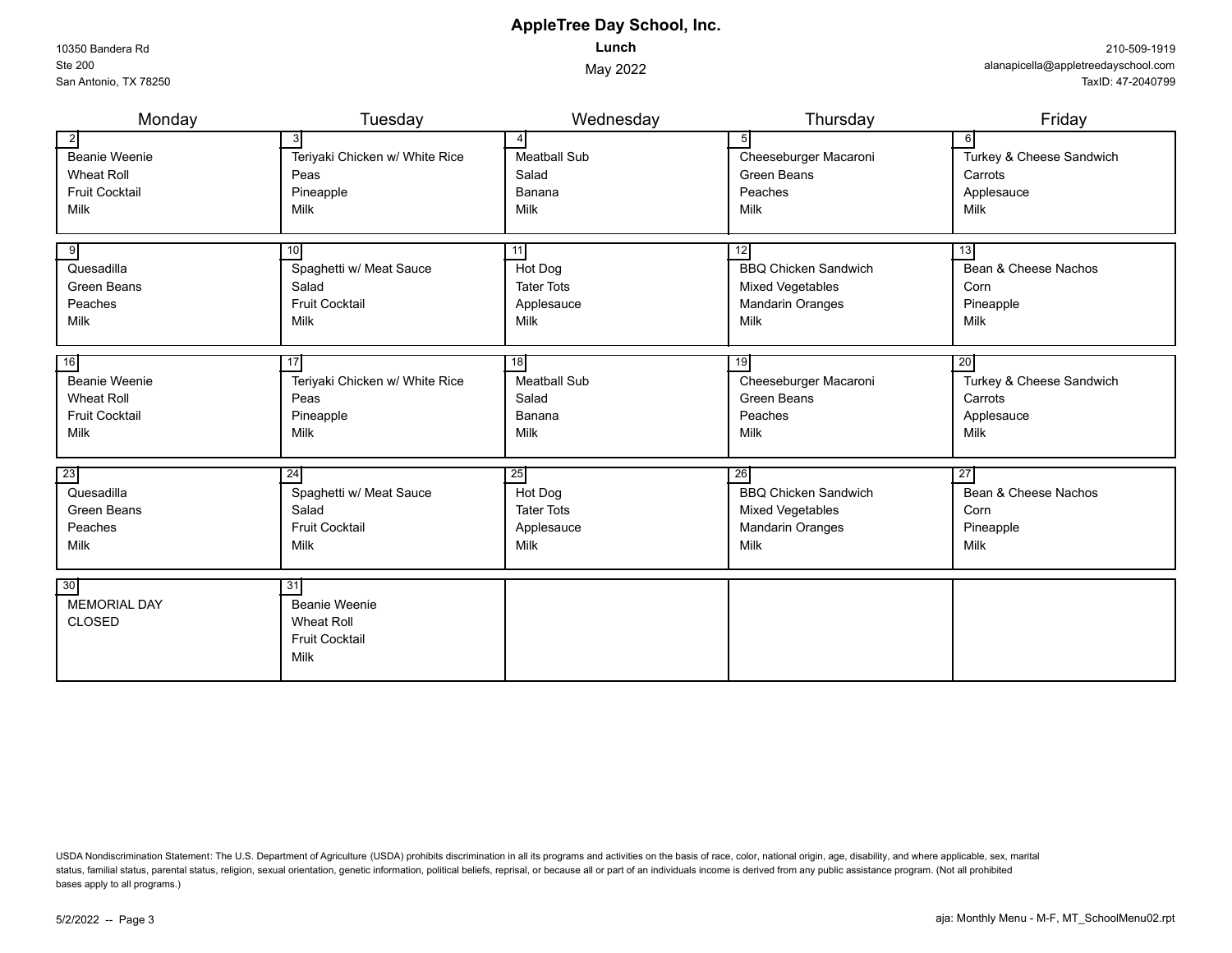# AppleTree Day School, Inc.

**Lunch**

May 2022

10350 Bandera Rd
Ste 200
San Antonio, TX 78250

210-509-1919
alanapicella@appletreedayschool.com
TaxID: 47-2040799

| Monday | Tuesday | Wednesday | Thursday | Friday |
|---|---|---|---|---|
| 2<br>Beanie Weenie<br>Wheat Roll<br>Fruit Cocktail<br>Milk | 3<br>Teriyaki Chicken w/ White Rice<br>Peas<br>Pineapple<br>Milk | 4<br>Meatball Sub<br>Salad<br>Banana<br>Milk | 5<br>Cheeseburger Macaroni<br>Green Beans<br>Peaches<br>Milk | 6<br>Turkey & Cheese Sandwich<br>Carrots<br>Applesauce<br>Milk |
| 9<br>Quesadilla<br>Green Beans<br>Peaches<br>Milk | 10<br>Spaghetti w/ Meat Sauce<br>Salad<br>Fruit Cocktail<br>Milk | 11<br>Hot Dog<br>Tater Tots<br>Applesauce<br>Milk | 12<br>BBQ Chicken Sandwich<br>Mixed Vegetables<br>Mandarin Oranges<br>Milk | 13<br>Bean & Cheese Nachos<br>Corn<br>Pineapple<br>Milk |
| 16<br>Beanie Weenie<br>Wheat Roll<br>Fruit Cocktail<br>Milk | 17<br>Teriyaki Chicken w/ White Rice<br>Peas<br>Pineapple<br>Milk | 18<br>Meatball Sub<br>Salad<br>Banana<br>Milk | 19<br>Cheeseburger Macaroni<br>Green Beans<br>Peaches<br>Milk | 20<br>Turkey & Cheese Sandwich<br>Carrots<br>Applesauce<br>Milk |
| 23<br>Quesadilla<br>Green Beans<br>Peaches<br>Milk | 24<br>Spaghetti w/ Meat Sauce<br>Salad<br>Fruit Cocktail<br>Milk | 25<br>Hot Dog<br>Tater Tots<br>Applesauce<br>Milk | 26<br>BBQ Chicken Sandwich<br>Mixed Vegetables<br>Mandarin Oranges<br>Milk | 27<br>Bean & Cheese Nachos<br>Corn<br>Pineapple<br>Milk |
| 30<br>MEMORIAL DAY<br>CLOSED | 31<br>Beanie Weenie<br>Wheat Roll<br>Fruit Cocktail<br>Milk | | | |

USDA Nondiscrimination Statement: The U.S. Department of Agriculture (USDA) prohibits discrimination in all its programs and activities on the basis of race, color, national origin, age, disability, and where applicable, sex, marital status, familial status, parental status, religion, sexual orientation, genetic information, political beliefs, reprisal, or because all or part of an individuals income is derived from any public assistance program. (Not all prohibited bases apply to all programs.)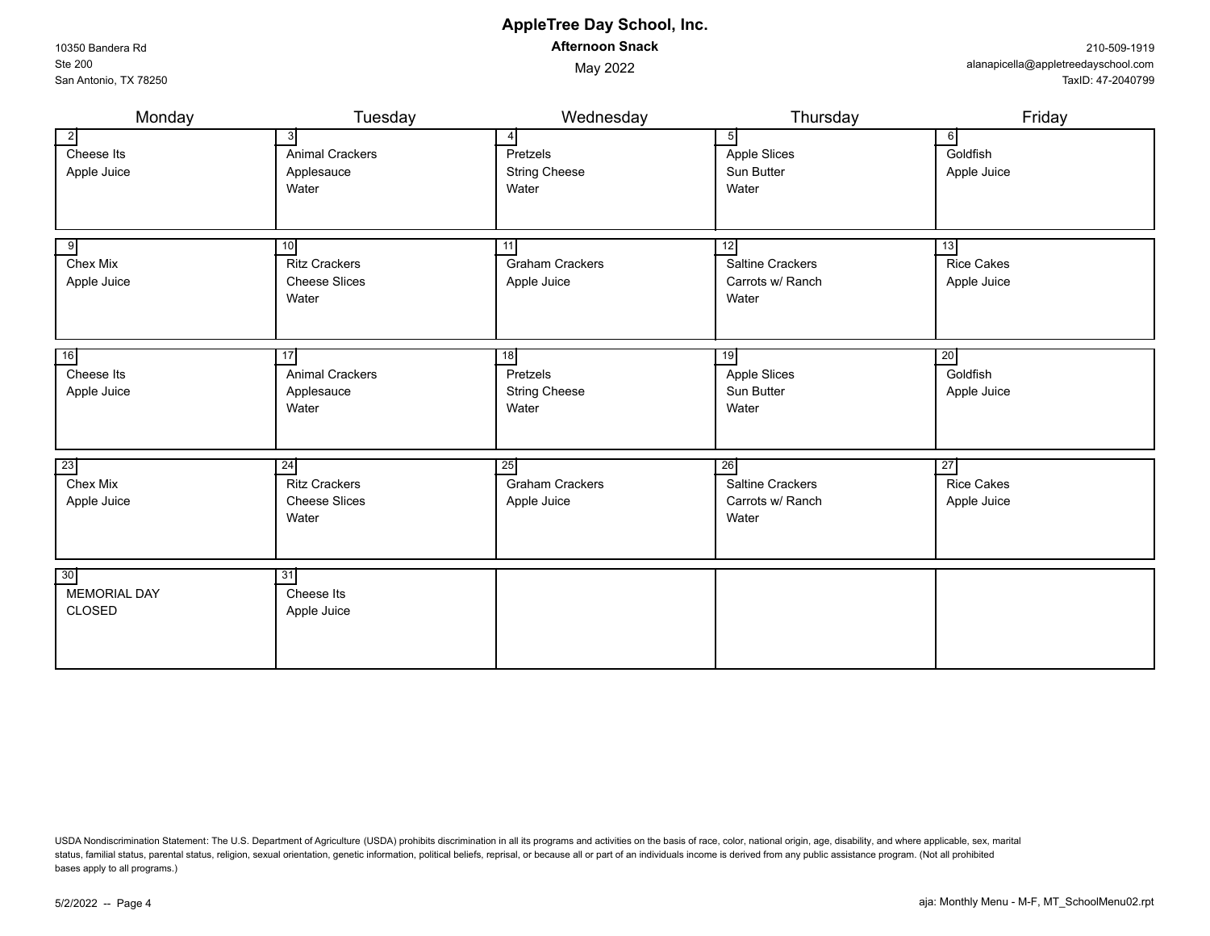# AppleTree Day School, Inc.

**Afternoon Snack**

May 2022

10350 Bandera Rd
Ste 200
San Antonio, TX 78250

210-509-1919
alanapicella@appletreedayschool.com
TaxID: 47-2040799

| Monday | Tuesday | Wednesday | Thursday | Friday |
|---|---|---|---|---|
| 2<br>Cheese Its<br>Apple Juice | 3<br>Animal Crackers<br>Applesauce<br>Water | 4<br>Pretzels<br>String Cheese<br>Water | 5<br>Apple Slices<br>Sun Butter<br>Water | 6<br>Goldfish<br>Apple Juice |
| 9<br>Chex Mix<br>Apple Juice | 10<br>Ritz Crackers<br>Cheese Slices<br>Water | 11<br>Graham Crackers<br>Apple Juice | 12<br>Saltine Crackers<br>Carrots w/ Ranch<br>Water | 13<br>Rice Cakes<br>Apple Juice |
| 16<br>Cheese Its<br>Apple Juice | 17<br>Animal Crackers<br>Applesauce<br>Water | 18<br>Pretzels<br>String Cheese<br>Water | 19<br>Apple Slices<br>Sun Butter<br>Water | 20<br>Goldfish<br>Apple Juice |
| 23<br>Chex Mix<br>Apple Juice | 24<br>Ritz Crackers<br>Cheese Slices<br>Water | 25<br>Graham Crackers<br>Apple Juice | 26<br>Saltine Crackers<br>Carrots w/ Ranch<br>Water | 27<br>Rice Cakes<br>Apple Juice |
| 30<br>MEMORIAL DAY<br>CLOSED | 31<br>Cheese Its<br>Apple Juice | | | |

USDA Nondiscrimination Statement: The U.S. Department of Agriculture (USDA) prohibits discrimination in all its programs and activities on the basis of race, color, national origin, age, disability, and where applicable, sex, marital status, familial status, parental status, religion, sexual orientation, genetic information, political beliefs, reprisal, or because all or part of an individuals income is derived from any public assistance program. (Not all prohibited bases apply to all programs.)